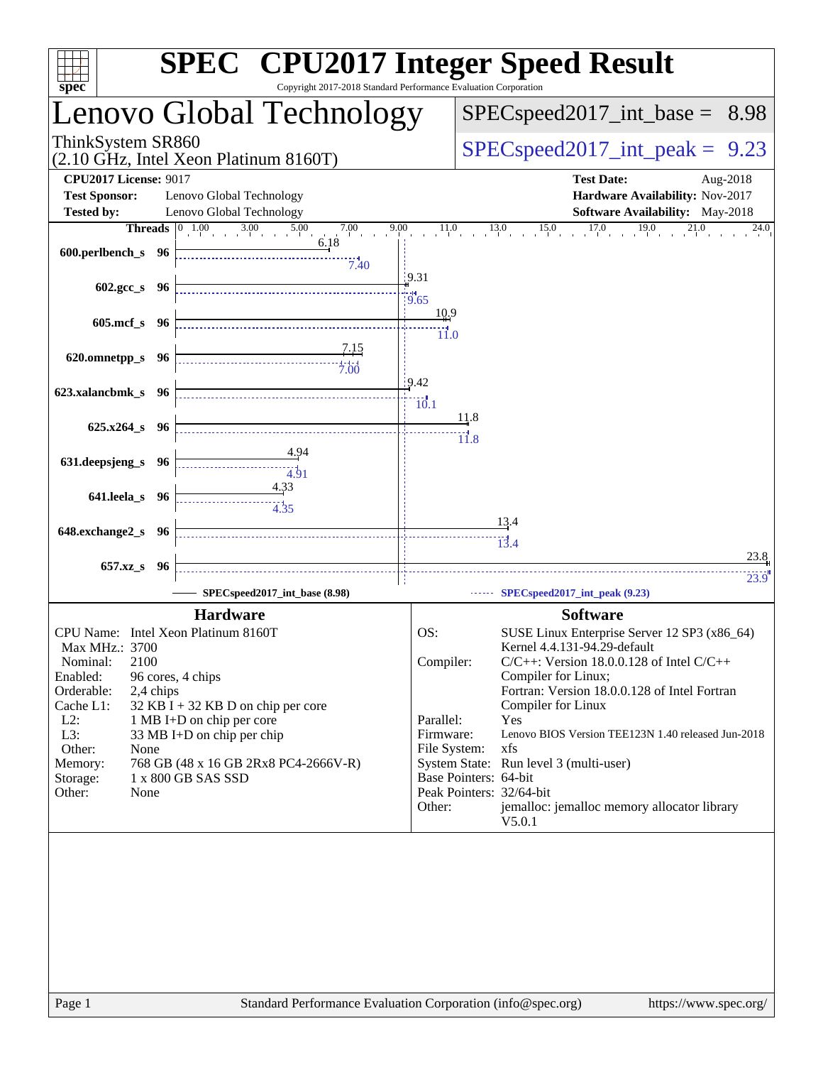# SPEC CPU2017 Integer Speed Result

Copyright 2017-2018 Standard Performance Evaluation Corporation

## Lenovo Global Technology

ThinkSystem SR860
(2.10 GHz, Intel Xeon Platinum 8160T)

SPECspeed2017_int_base = 8.98

SPECspeed2017_int_peak = 9.23

| | | | |
|---|---|---|---|
| **CPU2017 License:** | 9017 | **Test Date:** | Aug-2018 |
| **Test Sponsor:** | Lenovo Global Technology | **Hardware Availability:** | Nov-2017 |
| **Tested by:** | Lenovo Global Technology | **Software Availability:** | May-2018 |

Threads | 0 1.00 3.00 5.00 7.00 9.00 11.0 13.0 15.0 17.0 19.0 21.0 24.0

600.perlbench_s 96 — 6.18 / 7.40
602.gcc_s 96 — 9.31 / 9.65
605.mcf_s 96 — 10.9 / 11.0
620.omnetpp_s 96 — 7.15 / 7.00
623.xalancbmk_s 96 — 9.42 / 10.1
625.x264_s 96 — 11.8 / 11.8
631.deepsjeng_s 96 — 4.94 / 4.91
641.leela_s 96 — 4.33 / 4.35
648.exchange2_s 96 — 13.4 / 13.4
657.xz_s 96 — 23.8 / 23.9

SPECspeed2017_int_base (8.98)
SPECspeed2017_int_peak (9.23)

### Hardware

| | |
|---|---|
| CPU Name: | Intel Xeon Platinum 8160T |
| Max MHz.: | 3700 |
| Nominal: | 2100 |
| Enabled: | 96 cores, 4 chips |
| Orderable: | 2,4 chips |
| Cache L1: | 32 KB I + 32 KB D on chip per core |
| L2: | 1 MB I+D on chip per core |
| L3: | 33 MB I+D on chip per chip |
| Other: | None |
| Memory: | 768 GB (48 x 16 GB 2Rx8 PC4-2666V-R) |
| Storage: | 1 x 800 GB SAS SSD |
| Other: | None |

### Software

| | |
|---|---|
| OS: | SUSE Linux Enterprise Server 12 SP3 (x86_64) Kernel 4.4.131-94.29-default |
| Compiler: | C/C++: Version 18.0.0.128 of Intel C/C++ Compiler for Linux; Fortran: Version 18.0.0.128 of Intel Fortran Compiler for Linux |
| Parallel: | Yes |
| Firmware: | Lenovo BIOS Version TEE123N 1.40 released Jun-2018 |
| File System: | xfs |
| System State: | Run level 3 (multi-user) |
| Base Pointers: | 64-bit |
| Peak Pointers: | 32/64-bit |
| Other: | jemalloc: jemalloc memory allocator library V5.0.1 |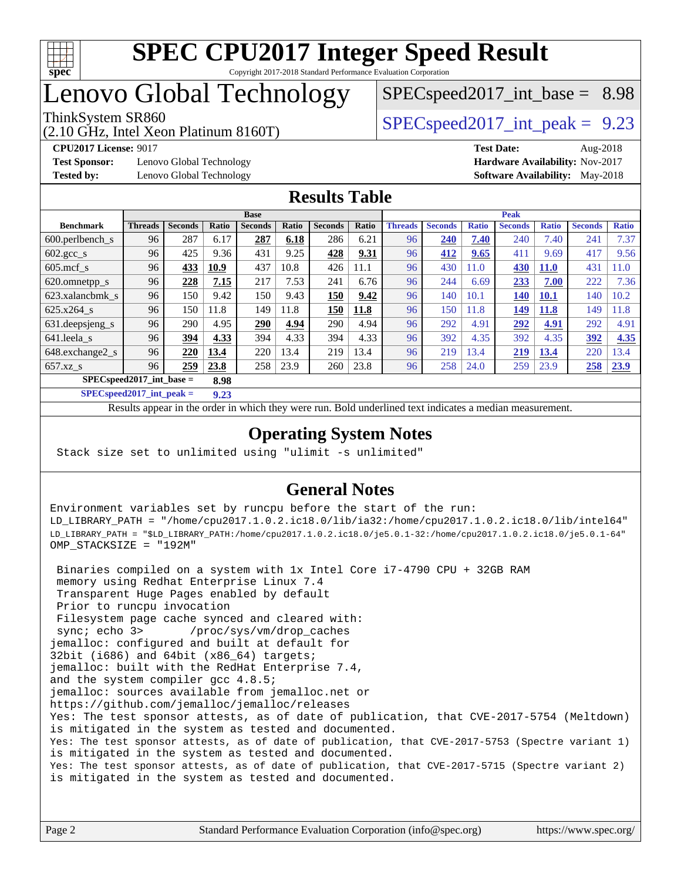# SPEC CPU2017 Integer Speed Result

Copyright 2017-2018 Standard Performance Evaluation Corporation

# Lenovo Global Technology

ThinkSystem SR860
(2.10 GHz, Intel Xeon Platinum 8160T)

SPECspeed2017_int_base = 8.98

SPECspeed2017_int_peak = 9.23

**CPU2017 License:** 9017
**Test Sponsor:** Lenovo Global Technology
**Tested by:** Lenovo Global Technology

**Test Date:** Aug-2018
**Hardware Availability:** Nov-2017
**Software Availability:** May-2018

## Results Table

| | Base | | | | | | | Peak | | | | | | |
|---|---|---|---|---|---|---|---|---|---|---|---|---|---|---|
| **Benchmark** | **Threads** | **Seconds** | **Ratio** | **Seconds** | **Ratio** | **Seconds** | **Ratio** | **Threads** | **Seconds** | **Ratio** | **Seconds** | **Ratio** | **Seconds** | **Ratio** |
| 600.perlbench_s | 96 | 287 | 6.17 | **287** | **6.18** | 286 | 6.21 | 96 | **240** | **7.40** | 240 | 7.40 | 241 | 7.37 |
| 602.gcc_s | 96 | 425 | 9.36 | 431 | 9.25 | **428** | **9.31** | 96 | **412** | **9.65** | 411 | 9.69 | 417 | 9.56 |
| 605.mcf_s | 96 | **433** | **10.9** | 437 | 10.8 | 426 | 11.1 | 96 | 430 | 11.0 | **430** | **11.0** | 431 | 11.0 |
| 620.omnetpp_s | 96 | **228** | **7.15** | 217 | 7.53 | 241 | 6.76 | 96 | 244 | 6.69 | **233** | **7.00** | 222 | 7.36 |
| 623.xalancbmk_s | 96 | 150 | 9.42 | 150 | 9.43 | **150** | **9.42** | 96 | 140 | 10.1 | **140** | **10.1** | 140 | 10.2 |
| 625.x264_s | 96 | 150 | 11.8 | 149 | 11.8 | **150** | **11.8** | 96 | 150 | 11.8 | **149** | **11.8** | 149 | 11.8 |
| 631.deepsjeng_s | 96 | 290 | 4.95 | **290** | **4.94** | 290 | 4.94 | 96 | 292 | 4.91 | **292** | **4.91** | 292 | 4.91 |
| 641.leela_s | 96 | **394** | **4.33** | 394 | 4.33 | 394 | 4.33 | 96 | 392 | 4.35 | 392 | 4.35 | **392** | **4.35** |
| 648.exchange2_s | 96 | **220** | **13.4** | 220 | 13.4 | 219 | 13.4 | 96 | 219 | 13.4 | **219** | **13.4** | 220 | 13.4 |
| 657.xz_s | 96 | **259** | **23.8** | 258 | 23.9 | 260 | 23.8 | 96 | 258 | 24.0 | 259 | 23.9 | **258** | **23.9** |

**SPECspeed2017_int_base = 8.98**

**SPECspeed2017_int_peak = 9.23**

Results appear in the order in which they were run. Bold underlined text indicates a median measurement.

## Operating System Notes

```
Stack size set to unlimited using "ulimit -s unlimited"
```

## General Notes

```
Environment variables set by runcpu before the start of the run:
LD_LIBRARY_PATH = "/home/cpu2017.1.0.2.ic18.0/lib/ia32:/home/cpu2017.1.0.2.ic18.0/lib/intel64"
LD_LIBRARY_PATH = "$LD_LIBRARY_PATH:/home/cpu2017.1.0.2.ic18.0/je5.0.1-32:/home/cpu2017.1.0.2.ic18.0/je5.0.1-64"
OMP_STACKSIZE = "192M"

 Binaries compiled on a system with 1x Intel Core i7-4790 CPU + 32GB RAM
 memory using Redhat Enterprise Linux 7.4
 Transparent Huge Pages enabled by default
 Prior to runcpu invocation
 Filesystem page cache synced and cleared with:
 sync; echo 3>       /proc/sys/vm/drop_caches
jemalloc: configured and built at default for
32bit (i686) and 64bit (x86_64) targets;
jemalloc: built with the RedHat Enterprise 7.4,
and the system compiler gcc 4.8.5;
jemalloc: sources available from jemalloc.net or
https://github.com/jemalloc/jemalloc/releases
Yes: The test sponsor attests, as of date of publication, that CVE-2017-5754 (Meltdown)
is mitigated in the system as tested and documented.
Yes: The test sponsor attests, as of date of publication, that CVE-2017-5753 (Spectre variant 1)
is mitigated in the system as tested and documented.
Yes: The test sponsor attests, as of date of publication, that CVE-2017-5715 (Spectre variant 2)
is mitigated in the system as tested and documented.
```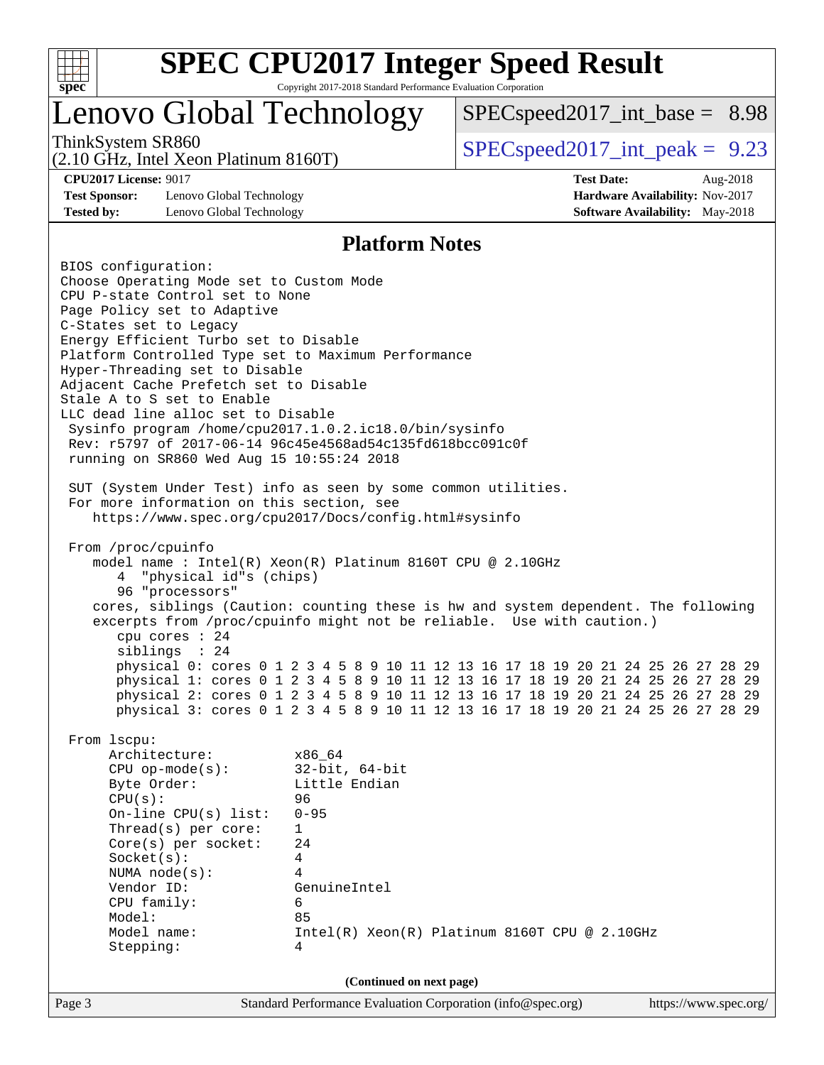# SPEC CPU2017 Integer Speed Result

Copyright 2017-2018 Standard Performance Evaluation Corporation

## Lenovo Global Technology

ThinkSystem SR860
(2.10 GHz, Intel Xeon Platinum 8160T)

SPECspeed2017_int_base = 8.98

SPECspeed2017_int_peak = 9.23

**CPU2017 License:** 9017
**Test Sponsor:** Lenovo Global Technology
**Tested by:** Lenovo Global Technology

**Test Date:** Aug-2018
**Hardware Availability:** Nov-2017
**Software Availability:** May-2018

### Platform Notes

```
BIOS configuration:
Choose Operating Mode set to Custom Mode
CPU P-state Control set to None
Page Policy set to Adaptive
C-States set to Legacy
Energy Efficient Turbo set to Disable
Platform Controlled Type set to Maximum Performance
Hyper-Threading set to Disable
Adjacent Cache Prefetch set to Disable
Stale A to S set to Enable
LLC dead line alloc set to Disable
 Sysinfo program /home/cpu2017.1.0.2.ic18.0/bin/sysinfo
 Rev: r5797 of 2017-06-14 96c45e4568ad54c135fd618bcc091c0f
 running on SR860 Wed Aug 15 10:55:24 2018

 SUT (System Under Test) info as seen by some common utilities.
 For more information on this section, see
    https://www.spec.org/cpu2017/Docs/config.html#sysinfo

 From /proc/cpuinfo
    model name : Intel(R) Xeon(R) Platinum 8160T CPU @ 2.10GHz
       4  "physical id"s (chips)
       96 "processors"
    cores, siblings (Caution: counting these is hw and system dependent. The following
    excerpts from /proc/cpuinfo might not be reliable.  Use with caution.)
       cpu cores : 24
       siblings  : 24
       physical 0: cores 0 1 2 3 4 5 8 9 10 11 12 13 16 17 18 19 20 21 24 25 26 27 28 29
       physical 1: cores 0 1 2 3 4 5 8 9 10 11 12 13 16 17 18 19 20 21 24 25 26 27 28 29
       physical 2: cores 0 1 2 3 4 5 8 9 10 11 12 13 16 17 18 19 20 21 24 25 26 27 28 29
       physical 3: cores 0 1 2 3 4 5 8 9 10 11 12 13 16 17 18 19 20 21 24 25 26 27 28 29

 From lscpu:
      Architecture:          x86_64
      CPU op-mode(s):        32-bit, 64-bit
      Byte Order:            Little Endian
      CPU(s):                96
      On-line CPU(s) list:   0-95
      Thread(s) per core:    1
      Core(s) per socket:    24
      Socket(s):             4
      NUMA node(s):          4
      Vendor ID:             GenuineIntel
      CPU family:            6
      Model:                 85
      Model name:            Intel(R) Xeon(R) Platinum 8160T CPU @ 2.10GHz
      Stepping:              4
```

**(Continued on next page)**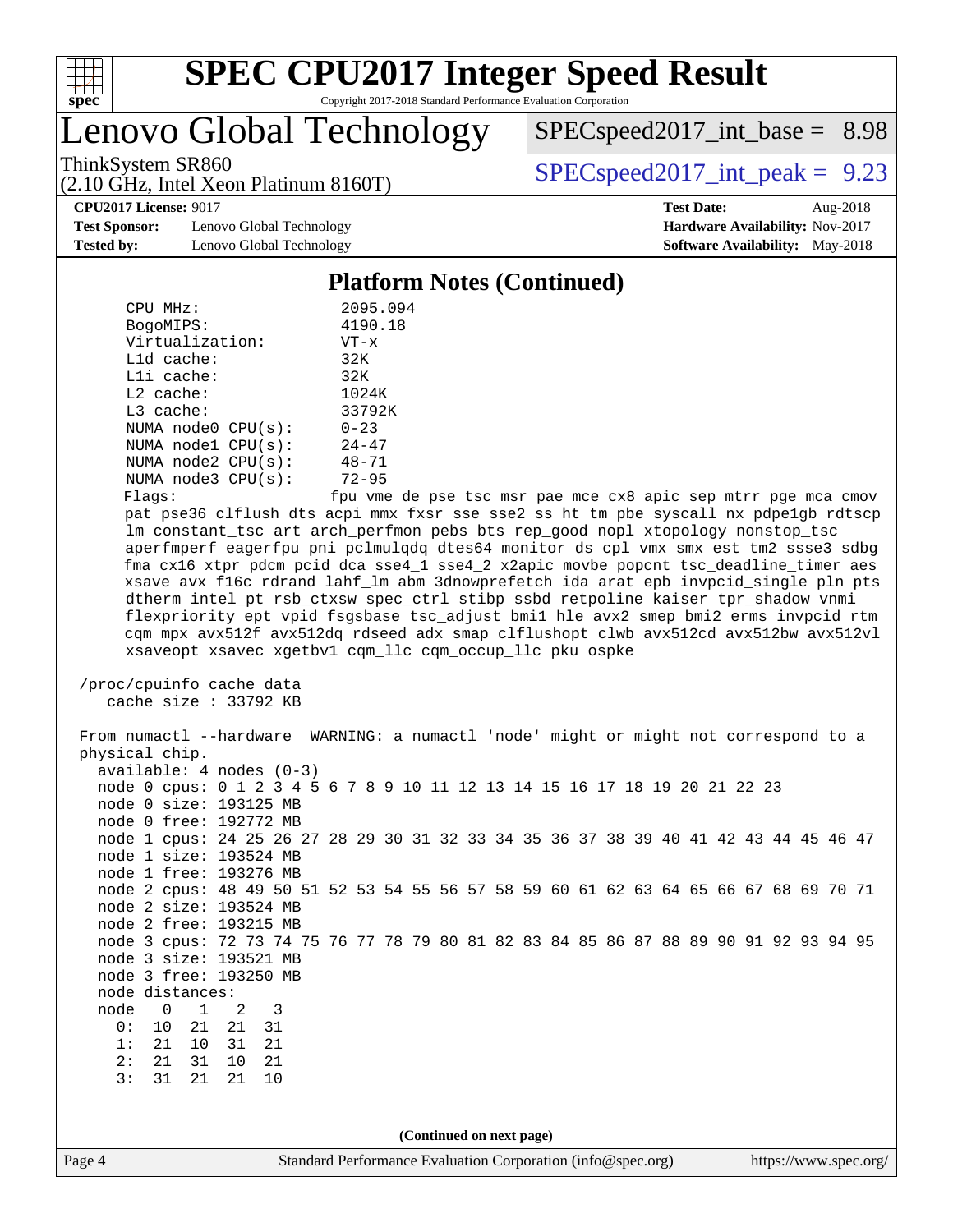## Platform Notes (Continued)

```
      CPU MHz:               2095.094
      BogoMIPS:              4190.18
      Virtualization:        VT-x
      L1d cache:             32K
      L1i cache:             32K
      L2 cache:              1024K
      L3 cache:              33792K
      NUMA node0 CPU(s):     0-23
      NUMA node1 CPU(s):     24-47
      NUMA node2 CPU(s):     48-71
      NUMA node3 CPU(s):     72-95
      Flags:                 fpu vme de pse tsc msr pae mce cx8 apic sep mtrr pge mca cmov
      pat pse36 clflush dts acpi mmx fxsr sse sse2 ss ht tm pbe syscall nx pdpe1gb rdtscp
      lm constant_tsc art arch_perfmon pebs bts rep_good nopl xtopology nonstop_tsc
      aperfmperf eagerfpu pni pclmulqdq dtes64 monitor ds_cpl vmx smx est tm2 ssse3 sdbg
      fma cx16 xtpr pdcm pcid dca sse4_1 sse4_2 x2apic movbe popcnt tsc_deadline_timer aes
      xsave avx f16c rdrand lahf_lm abm 3dnowprefetch ida arat epb invpcid_single pln pts
      dtherm intel_pt rsb_ctxsw spec_ctrl stibp ssbd retpoline kaiser tpr_shadow vnmi
      flexpriority ept vpid fsgsbase tsc_adjust bmi1 hle avx2 smep bmi2 erms invpcid rtm
      cqm mpx avx512f avx512dq rdseed adx smap clflushopt clwb avx512cd avx512bw avx512vl
      xsaveopt xsavec xgetbv1 cqm_llc cqm_occup_llc pku ospke

 /proc/cpuinfo cache data
    cache size : 33792 KB

 From numactl --hardware  WARNING: a numactl 'node' might or might not correspond to a
 physical chip.
   available: 4 nodes (0-3)
   node 0 cpus: 0 1 2 3 4 5 6 7 8 9 10 11 12 13 14 15 16 17 18 19 20 21 22 23
   node 0 size: 193125 MB
   node 0 free: 192772 MB
   node 1 cpus: 24 25 26 27 28 29 30 31 32 33 34 35 36 37 38 39 40 41 42 43 44 45 46 47
   node 1 size: 193524 MB
   node 1 free: 193276 MB
   node 2 cpus: 48 49 50 51 52 53 54 55 56 57 58 59 60 61 62 63 64 65 66 67 68 69 70 71
   node 2 size: 193524 MB
   node 2 free: 193215 MB
   node 3 cpus: 72 73 74 75 76 77 78 79 80 81 82 83 84 85 86 87 88 89 90 91 92 93 94 95
   node 3 size: 193521 MB
   node 3 free: 193250 MB
   node distances:
   node   0   1   2   3
     0:  10  21  21  31
     1:  21  10  31  21
     2:  21  31  10  21
     3:  31  21  21  10
```

(Continued on next page)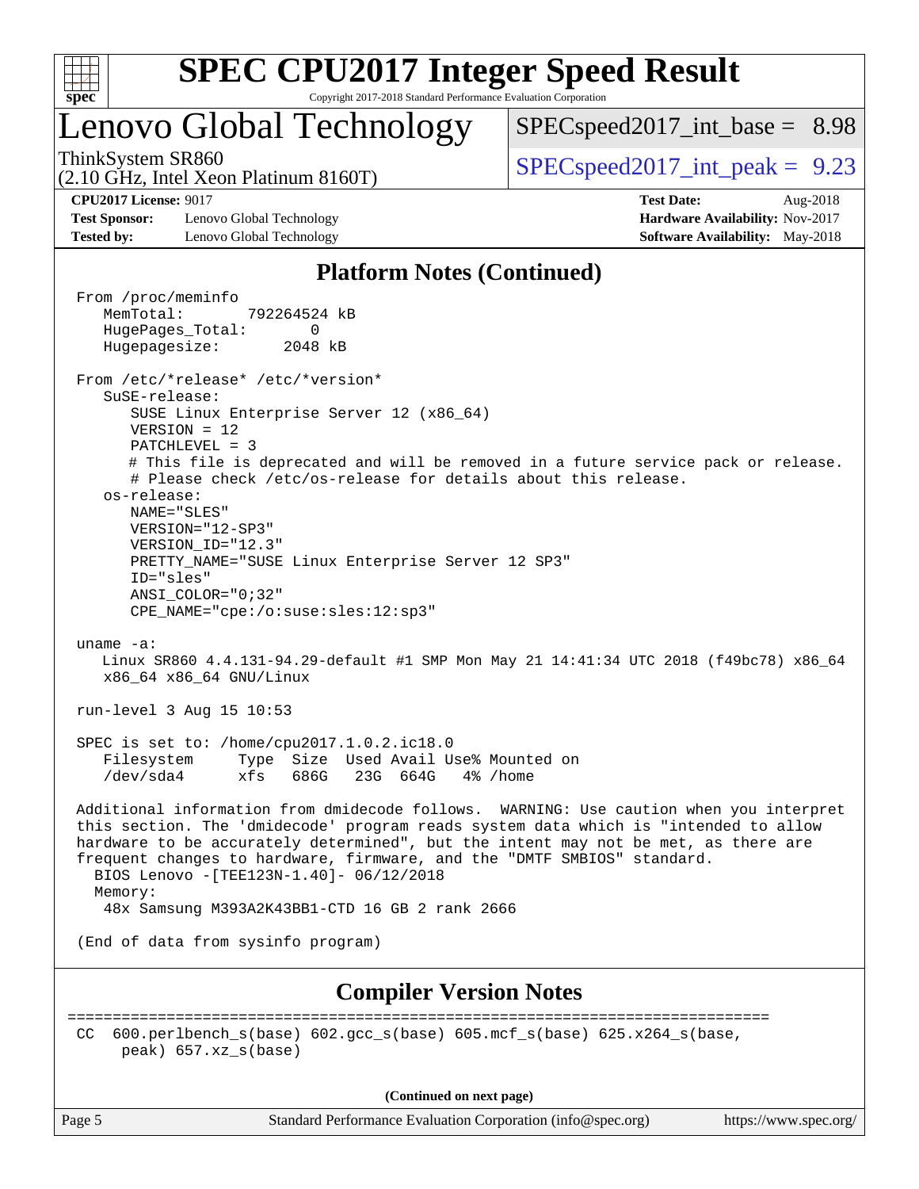# SPEC CPU2017 Integer Speed Result

Copyright 2017-2018 Standard Performance Evaluation Corporation

# Lenovo Global Technology

ThinkSystem SR860
(2.10 GHz, Intel Xeon Platinum 8160T)

SPECspeed2017_int_base = 8.98

SPECspeed2017_int_peak = 9.23

**CPU2017 License:** 9017
**Test Sponsor:** Lenovo Global Technology
**Tested by:** Lenovo Global Technology

**Test Date:** Aug-2018
**Hardware Availability:** Nov-2017
**Software Availability:** May-2018

## Platform Notes (Continued)

```
From /proc/meminfo
   MemTotal:       792264524 kB
   HugePages_Total:       0
   Hugepagesize:       2048 kB

From /etc/*release* /etc/*version*
   SuSE-release:
      SUSE Linux Enterprise Server 12 (x86_64)
      VERSION = 12
      PATCHLEVEL = 3
      # This file is deprecated and will be removed in a future service pack or release.
      # Please check /etc/os-release for details about this release.
   os-release:
      NAME="SLES"
      VERSION="12-SP3"
      VERSION_ID="12.3"
      PRETTY_NAME="SUSE Linux Enterprise Server 12 SP3"
      ID="sles"
      ANSI_COLOR="0;32"
      CPE_NAME="cpe:/o:suse:sles:12:sp3"

uname -a:
   Linux SR860 4.4.131-94.29-default #1 SMP Mon May 21 14:41:34 UTC 2018 (f49bc78) x86_64
   x86_64 x86_64 GNU/Linux

run-level 3 Aug 15 10:53

SPEC is set to: /home/cpu2017.1.0.2.ic18.0
   Filesystem     Type  Size  Used Avail Use% Mounted on
   /dev/sda4      xfs   686G   23G  664G   4% /home

Additional information from dmidecode follows.  WARNING: Use caution when you interpret
this section. The 'dmidecode' program reads system data which is "intended to allow
hardware to be accurately determined", but the intent may not be met, as there are
frequent changes to hardware, firmware, and the "DMTF SMBIOS" standard.
  BIOS Lenovo -[TEE123N-1.40]- 06/12/2018
  Memory:
   48x Samsung M393A2K43BB1-CTD 16 GB 2 rank 2666

(End of data from sysinfo program)
```

## Compiler Version Notes

```
==============================================================================
 CC  600.perlbench_s(base) 602.gcc_s(base) 605.mcf_s(base) 625.x264_s(base,
       peak) 657.xz_s(base)
```

**(Continued on next page)**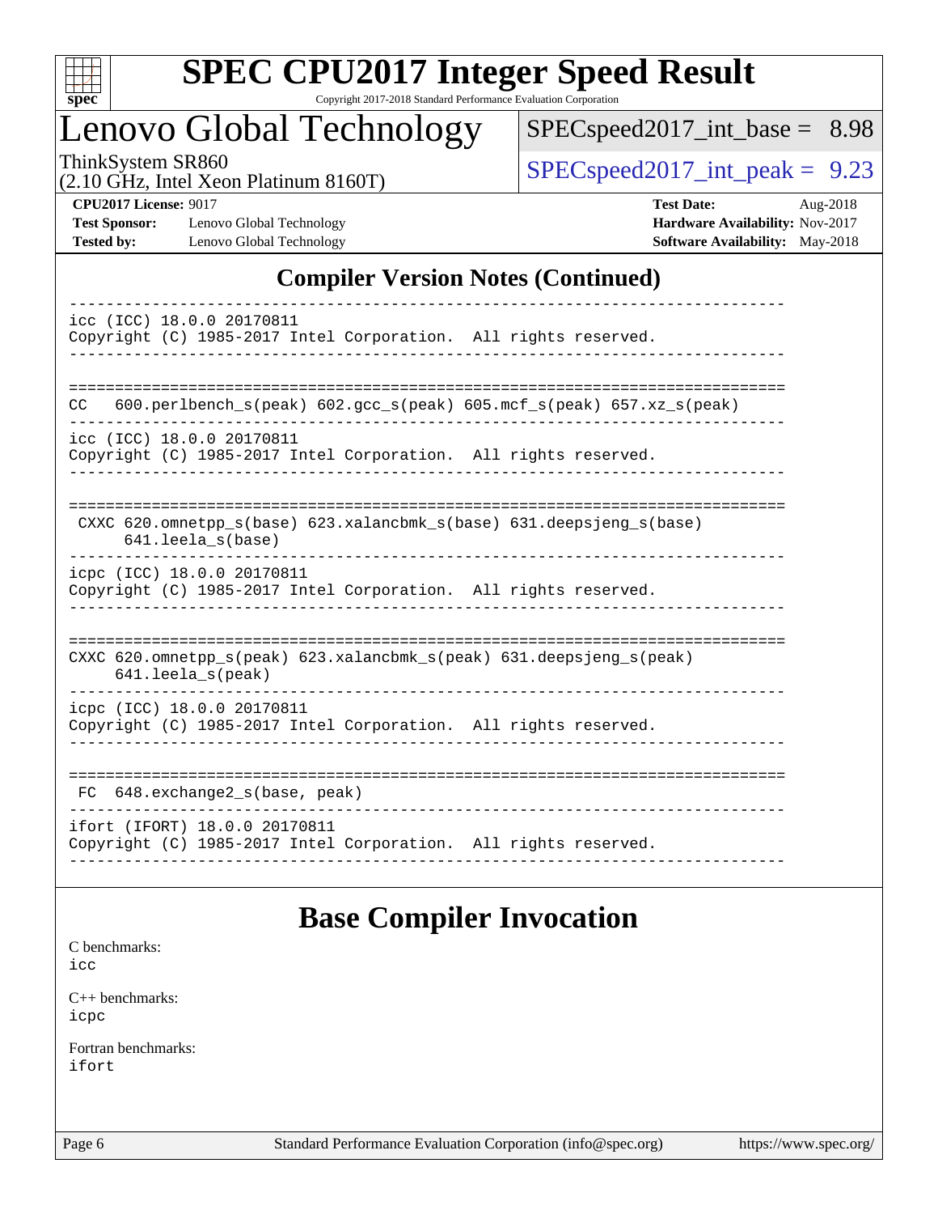# SPEC CPU2017 Integer Speed Result

Copyright 2017-2018 Standard Performance Evaluation Corporation

## Lenovo Global Technology

ThinkSystem SR860
(2.10 GHz, Intel Xeon Platinum 8160T)

SPECspeed2017_int_base = 8.98

SPECspeed2017_int_peak = 9.23

**CPU2017 License:** 9017
**Test Sponsor:** Lenovo Global Technology
**Tested by:** Lenovo Global Technology

**Test Date:** Aug-2018
**Hardware Availability:** Nov-2017
**Software Availability:** May-2018

## Compiler Version Notes (Continued)

```
------------------------------------------------------------------------------
icc (ICC) 18.0.0 20170811
Copyright (C) 1985-2017 Intel Corporation.  All rights reserved.
------------------------------------------------------------------------------

==============================================================================
CC   600.perlbench_s(peak) 602.gcc_s(peak) 605.mcf_s(peak) 657.xz_s(peak)
------------------------------------------------------------------------------
icc (ICC) 18.0.0 20170811
Copyright (C) 1985-2017 Intel Corporation.  All rights reserved.
------------------------------------------------------------------------------

==============================================================================
 CXXC 620.omnetpp_s(base) 623.xalancbmk_s(base) 631.deepsjeng_s(base)
      641.leela_s(base)
------------------------------------------------------------------------------
icpc (ICC) 18.0.0 20170811
Copyright (C) 1985-2017 Intel Corporation.  All rights reserved.
------------------------------------------------------------------------------

==============================================================================
CXXC 620.omnetpp_s(peak) 623.xalancbmk_s(peak) 631.deepsjeng_s(peak)
     641.leela_s(peak)
------------------------------------------------------------------------------
icpc (ICC) 18.0.0 20170811
Copyright (C) 1985-2017 Intel Corporation.  All rights reserved.
------------------------------------------------------------------------------

==============================================================================
 FC  648.exchange2_s(base, peak)
------------------------------------------------------------------------------
ifort (IFORT) 18.0.0 20170811
Copyright (C) 1985-2017 Intel Corporation.  All rights reserved.
------------------------------------------------------------------------------
```

## Base Compiler Invocation

C benchmarks:
icc

C++ benchmarks:
icpc

Fortran benchmarks:
ifort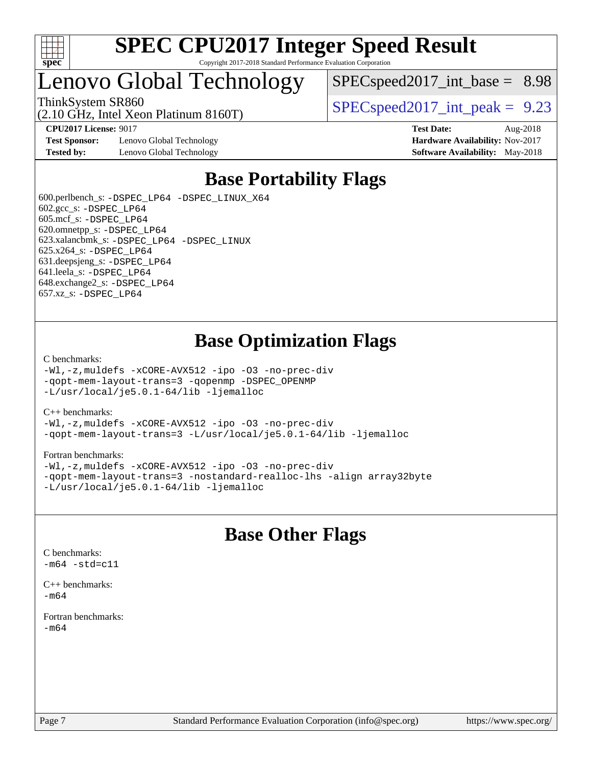## Base Portability Flags

600.perlbench_s: -DSPEC_LP64 -DSPEC_LINUX_X64
602.gcc_s: -DSPEC_LP64
605.mcf_s: -DSPEC_LP64
620.omnetpp_s: -DSPEC_LP64
623.xalancbmk_s: -DSPEC_LP64 -DSPEC_LINUX
625.x264_s: -DSPEC_LP64
631.deepsjeng_s: -DSPEC_LP64
641.leela_s: -DSPEC_LP64
648.exchange2_s: -DSPEC_LP64
657.xz_s: -DSPEC_LP64

## Base Optimization Flags

C benchmarks:

```
-Wl,-z,muldefs -xCORE-AVX512 -ipo -O3 -no-prec-div
-qopt-mem-layout-trans=3 -qopenmp -DSPEC_OPENMP
-L/usr/local/je5.0.1-64/lib -ljemalloc
```

C++ benchmarks:

```
-Wl,-z,muldefs -xCORE-AVX512 -ipo -O3 -no-prec-div
-qopt-mem-layout-trans=3 -L/usr/local/je5.0.1-64/lib -ljemalloc
```

Fortran benchmarks:

```
-Wl,-z,muldefs -xCORE-AVX512 -ipo -O3 -no-prec-div
-qopt-mem-layout-trans=3 -nostandard-realloc-lhs -align array32byte
-L/usr/local/je5.0.1-64/lib -ljemalloc
```

## Base Other Flags

C benchmarks:

```
-m64 -std=c11
```

C++ benchmarks:

```
-m64
```

Fortran benchmarks:

```
-m64
```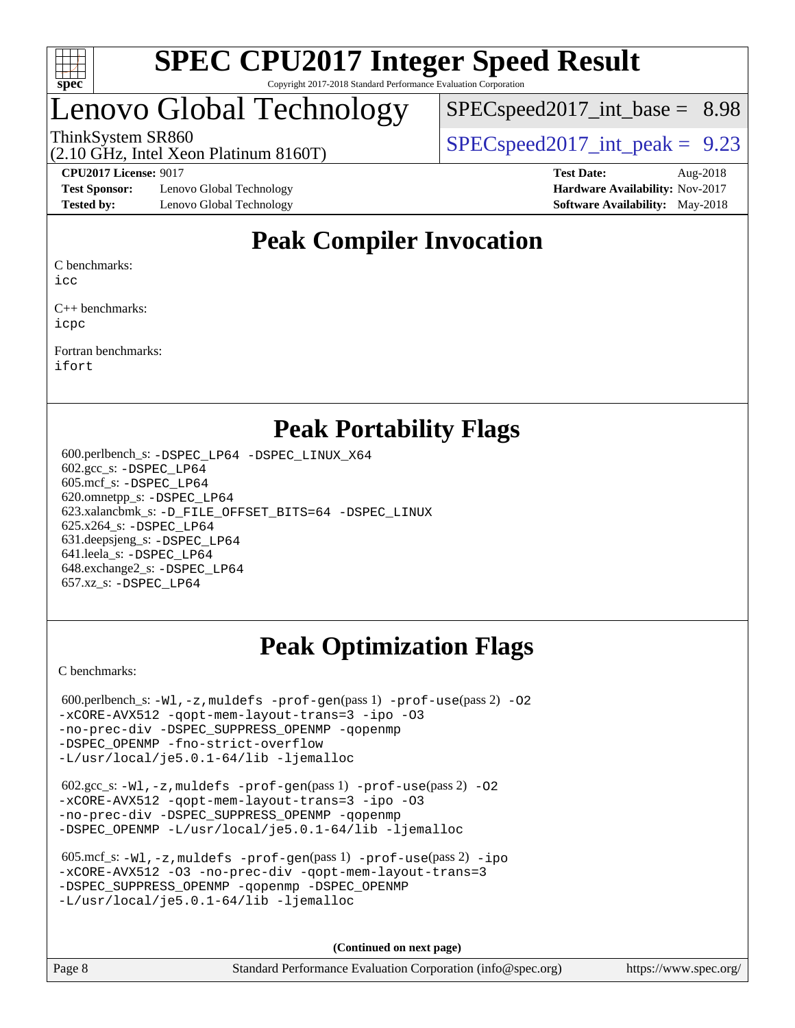# SPEC CPU2017 Integer Speed Result

Copyright 2017-2018 Standard Performance Evaluation Corporation

# Lenovo Global Technology

ThinkSystem SR860
(2.10 GHz, Intel Xeon Platinum 8160T)

SPECspeed2017_int_base = 8.98

SPECspeed2017_int_peak = 9.23

**CPU2017 License:** 9017
**Test Sponsor:** Lenovo Global Technology
**Tested by:** Lenovo Global Technology

**Test Date:** Aug-2018
**Hardware Availability:** Nov-2017
**Software Availability:** May-2018

## Peak Compiler Invocation

C benchmarks:
icc

C++ benchmarks:
icpc

Fortran benchmarks:
ifort

## Peak Portability Flags

600.perlbench_s: -DSPEC_LP64 -DSPEC_LINUX_X64
602.gcc_s: -DSPEC_LP64
605.mcf_s: -DSPEC_LP64
620.omnetpp_s: -DSPEC_LP64
623.xalancbmk_s: -D_FILE_OFFSET_BITS=64 -DSPEC_LINUX
625.x264_s: -DSPEC_LP64
631.deepsjeng_s: -DSPEC_LP64
641.leela_s: -DSPEC_LP64
648.exchange2_s: -DSPEC_LP64
657.xz_s: -DSPEC_LP64

## Peak Optimization Flags

C benchmarks:

600.perlbench_s: -Wl,-z,muldefs -prof-gen(pass 1) -prof-use(pass 2) -O2 -xCORE-AVX512 -qopt-mem-layout-trans=3 -ipo -O3 -no-prec-div -DSPEC_SUPPRESS_OPENMP -qopenmp -DSPEC_OPENMP -fno-strict-overflow -L/usr/local/je5.0.1-64/lib -ljemalloc

602.gcc_s: -Wl,-z,muldefs -prof-gen(pass 1) -prof-use(pass 2) -O2 -xCORE-AVX512 -qopt-mem-layout-trans=3 -ipo -O3 -no-prec-div -DSPEC_SUPPRESS_OPENMP -qopenmp -DSPEC_OPENMP -L/usr/local/je5.0.1-64/lib -ljemalloc

605.mcf_s: -Wl,-z,muldefs -prof-gen(pass 1) -prof-use(pass 2) -ipo -xCORE-AVX512 -O3 -no-prec-div -qopt-mem-layout-trans=3 -DSPEC_SUPPRESS_OPENMP -qopenmp -DSPEC_OPENMP -L/usr/local/je5.0.1-64/lib -ljemalloc

(Continued on next page)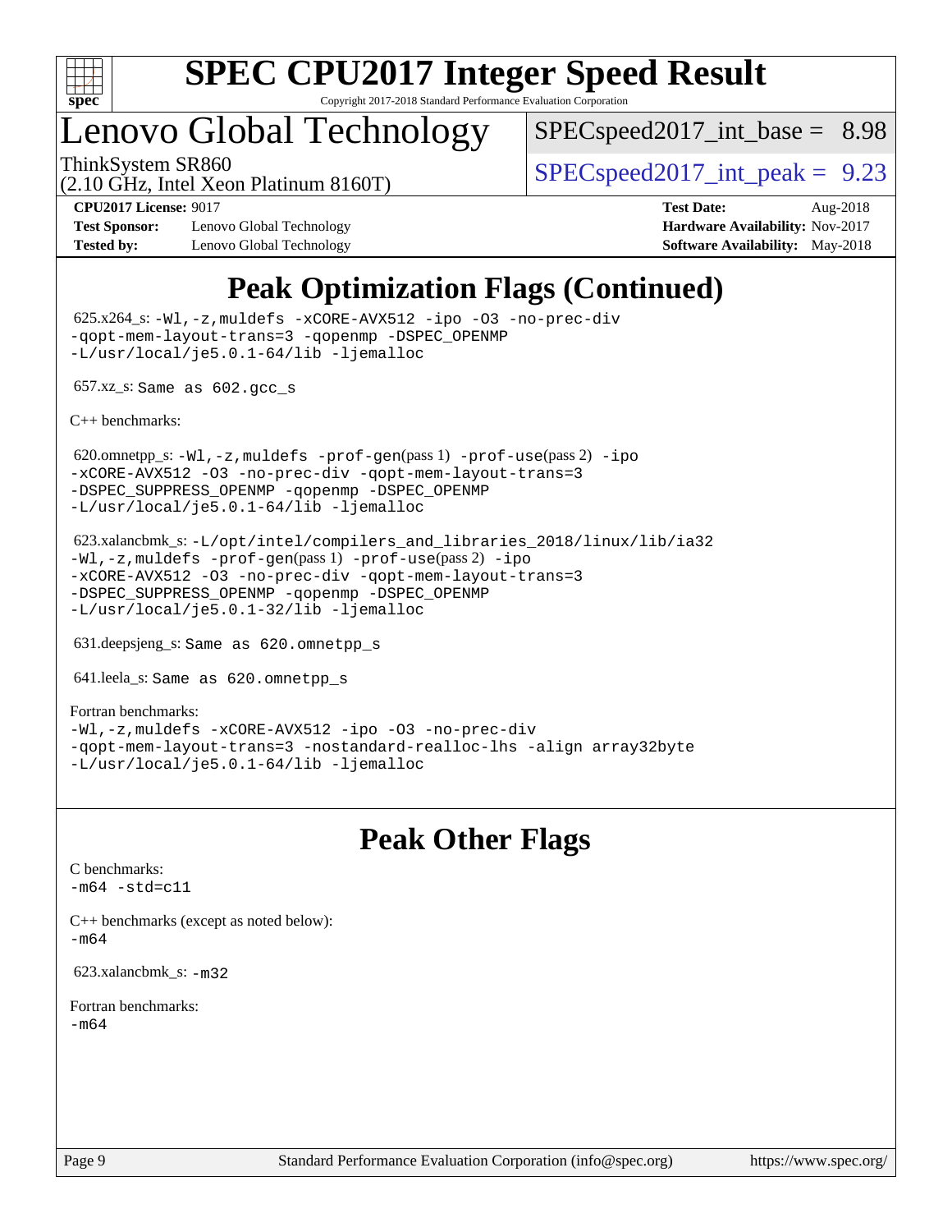# SPEC CPU2017 Integer Speed Result

Copyright 2017-2018 Standard Performance Evaluation Corporation

# Lenovo Global Technology

ThinkSystem SR860
(2.10 GHz, Intel Xeon Platinum 8160T)

SPECspeed2017_int_base = 8.98

SPECspeed2017_int_peak = 9.23

**CPU2017 License:** 9017
**Test Sponsor:** Lenovo Global Technology
**Tested by:** Lenovo Global Technology

**Test Date:** Aug-2018
**Hardware Availability:** Nov-2017
**Software Availability:** May-2018

## Peak Optimization Flags (Continued)

625.x264_s: -Wl,-z,muldefs -xCORE-AVX512 -ipo -O3 -no-prec-div -qopt-mem-layout-trans=3 -qopenmp -DSPEC_OPENMP -L/usr/local/je5.0.1-64/lib -ljemalloc

657.xz_s: Same as 602.gcc_s

C++ benchmarks:

620.omnetpp_s: -Wl,-z,muldefs -prof-gen(pass 1) -prof-use(pass 2) -ipo -xCORE-AVX512 -O3 -no-prec-div -qopt-mem-layout-trans=3 -DSPEC_SUPPRESS_OPENMP -qopenmp -DSPEC_OPENMP -L/usr/local/je5.0.1-64/lib -ljemalloc

623.xalancbmk_s: -L/opt/intel/compilers_and_libraries_2018/linux/lib/ia32 -Wl,-z,muldefs -prof-gen(pass 1) -prof-use(pass 2) -ipo -xCORE-AVX512 -O3 -no-prec-div -qopt-mem-layout-trans=3 -DSPEC_SUPPRESS_OPENMP -qopenmp -DSPEC_OPENMP -L/usr/local/je5.0.1-32/lib -ljemalloc

631.deepsjeng_s: Same as 620.omnetpp_s

641.leela_s: Same as 620.omnetpp_s

Fortran benchmarks:
-Wl,-z,muldefs -xCORE-AVX512 -ipo -O3 -no-prec-div -qopt-mem-layout-trans=3 -nostandard-realloc-lhs -align array32byte -L/usr/local/je5.0.1-64/lib -ljemalloc

## Peak Other Flags

C benchmarks:
-m64 -std=c11

C++ benchmarks (except as noted below):
-m64

623.xalancbmk_s: -m32

Fortran benchmarks:
-m64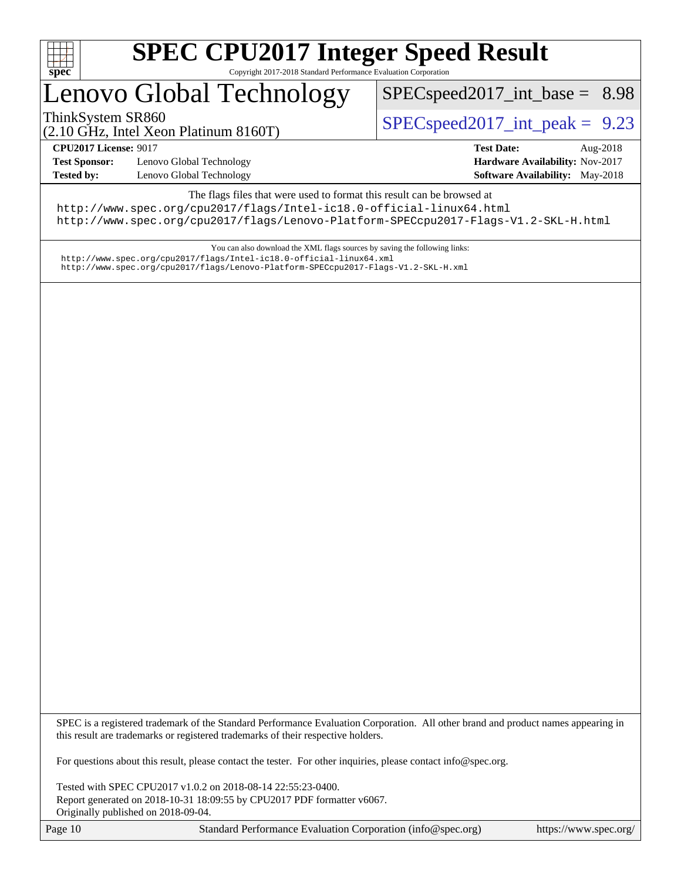The flags files that were used to format this result can be browsed at
http://www.spec.org/cpu2017/flags/Intel-ic18.0-official-linux64.html
http://www.spec.org/cpu2017/flags/Lenovo-Platform-SPECcpu2017-Flags-V1.2-SKL-H.html

You can also download the XML flags sources by saving the following links:
http://www.spec.org/cpu2017/flags/Intel-ic18.0-official-linux64.xml
http://www.spec.org/cpu2017/flags/Lenovo-Platform-SPECcpu2017-Flags-V1.2-SKL-H.xml

SPEC is a registered trademark of the Standard Performance Evaluation Corporation. All other brand and product names appearing in this result are trademarks or registered trademarks of their respective holders.

For questions about this result, please contact the tester. For other inquiries, please contact info@spec.org.

Tested with SPEC CPU2017 v1.0.2 on 2018-08-14 22:55:23-0400.
Report generated on 2018-10-31 18:09:55 by CPU2017 PDF formatter v6067.
Originally published on 2018-09-04.